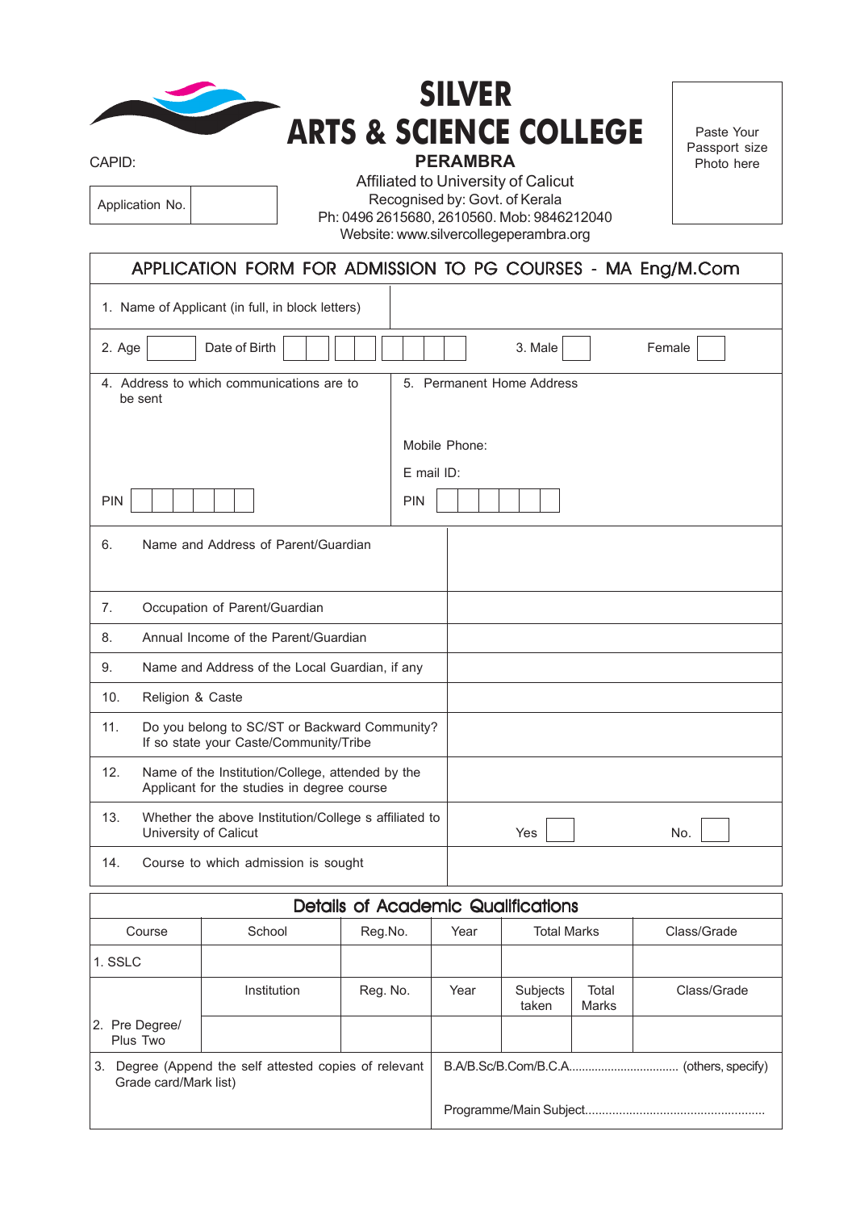# SILVER
# ARTS & SCIENCE COLLEGE

**PERAMBRA**

Affiliated to University of Calicut
Recognised by: Govt. of Kerala
Ph: 0496 2615680, 2610560. Mob: 9846212040
Website: www.silvercollegeperambra.org

Paste Your Passport size Photo here

CAPID:

| Application No. | |
|---|---|

## APPLICATION FORM FOR ADMISSION TO PG COURSES - MA Eng/M.Com

| | |
|---|---|
| 1. Name of Applicant (in full, in block letters) | |
| 2. Age | Date of Birth | 3. Male | Female |
| 4. Address to which communications are to be sent<br><br>PIN | 5. Permanent Home Address<br><br>Mobile Phone:<br>E mail ID:<br>PIN |
| 6. Name and Address of Parent/Guardian | |
| 7. Occupation of Parent/Guardian | |
| 8. Annual Income of the Parent/Guardian | |
| 9. Name and Address of the Local Guardian, if any | |
| 10. Religion & Caste | |
| 11. Do you belong to SC/ST or Backward Community? If so state your Caste/Community/Tribe | |
| 12. Name of the Institution/College, attended by the Applicant for the studies in degree course | |
| 13. Whether the above Institution/College s affiliated to University of Calicut | Yes ☐ No. ☐ |
| 14. Course to which admission is sought | |

## Details of Academic Qualifications

| Course | School | Reg.No. | Year | Total Marks | | Class/Grade |
|---|---|---|---|---|---|---|
| 1. SSLC | | | | | | |
| | Institution | Reg. No. | Year | Subjects taken | Total Marks | Class/Grade |
| 2. Pre Degree/ Plus Two | | | | | | |
| 3. Degree (Append the self attested copies of relevant Grade card/Mark list) | | | B.A/B.Sc/B.Com/B.C.A.................................. (others, specify)<br><br>Programme/Main Subject..................................................... | | | |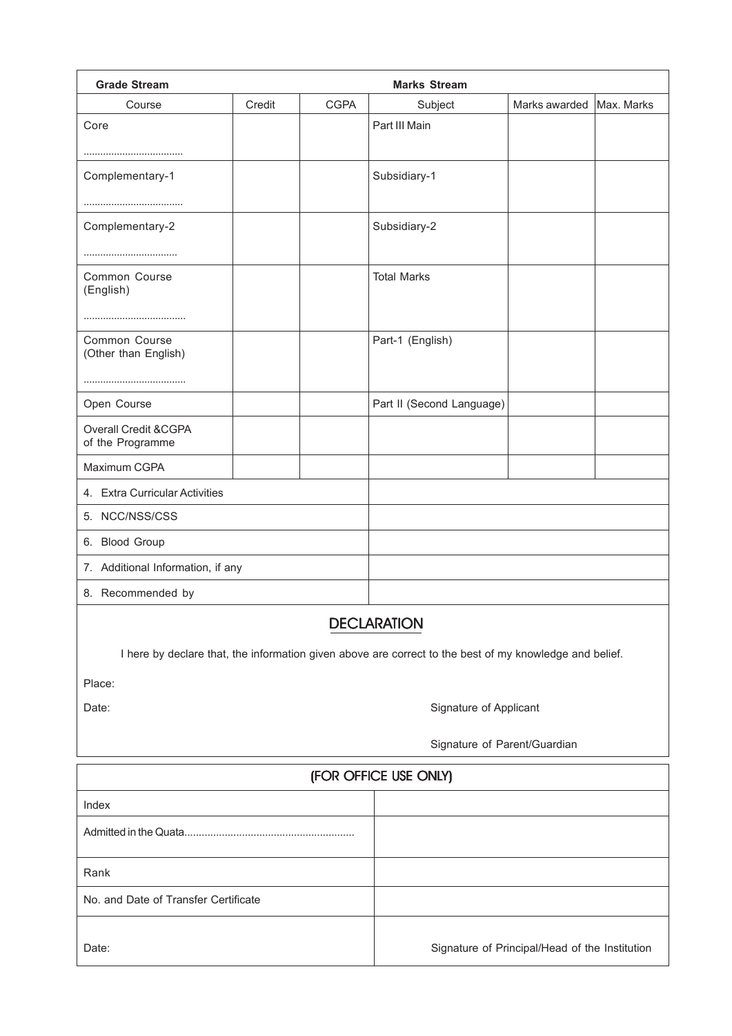| Grade Stream | | | Marks Stream | | |
|---|---|---|---|---|---|
| Course | Credit | CGPA | Subject | Marks awarded | Max. Marks |
| Core<br>.................................... | | | Part III Main | | |
| Complementary-1<br>.................................... | | | Subsidiary-1 | | |
| Complementary-2<br>.................................. | | | Subsidiary-2 | | |
| Common Course (English)<br>..................................... | | | Total Marks | | |
| Common Course (Other than English)<br>..................................... | | | Part-1 (English) | | |
| Open Course | | | Part II (Second Language) | | |
| Overall Credit &CGPA of the Programme | | | | | |
| Maximum CGPA | | | | | |

| | |
|---|---|
| 4. Extra Curricular Activities | |
| 5. NCC/NSS/CSS | |
| 6. Blood Group | |
| 7. Additional Information, if any | |
| 8. Recommended by | |

## DECLARATION

I here by declare that, the information given above are correct to the best of my knowledge and belief.

Place:

Date: Signature of Applicant

Signature of Parent/Guardian

## (FOR OFFICE USE ONLY)

| | |
|---|---|
| Index | |
| Admitted in the Quata.......................................................... | |
| Rank | |
| No. and Date of Transfer Certificate | |
| Date: | Signature of Principal/Head of the Institution |